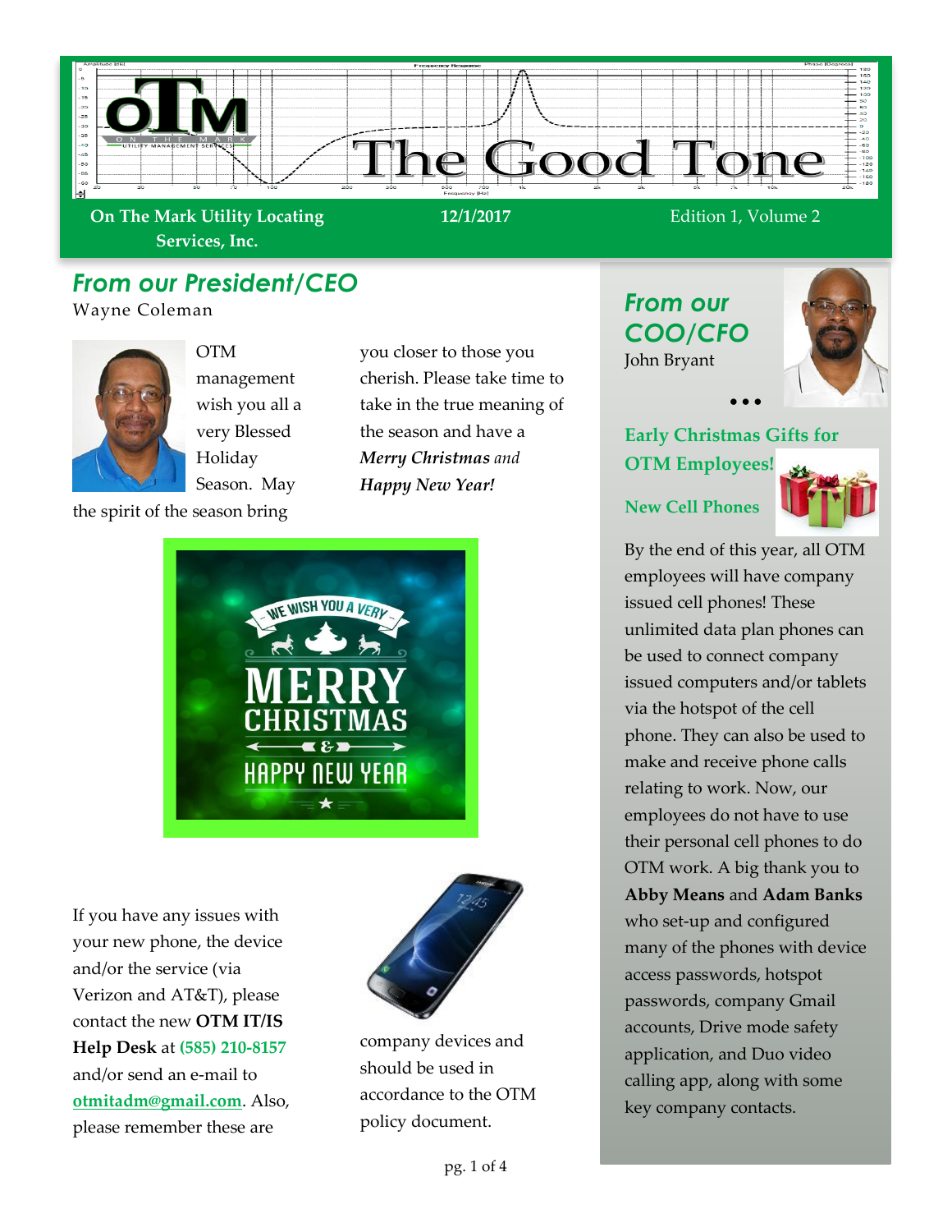# The Good Tone

**On The Mark Utility Locating Services, Inc.** | **12/1/2017** | Edition 1, Volume 2

## From our President/CEO

Wayne Coleman

OTM management wish you all a very Blessed Holiday Season. May the spirit of the season bring you closer to those you cherish. Please take time to take in the true meaning of the season and have a ***Merry Christmas** and* ***Happy New Year!***

WE WISH YOU A VERY MERRY CHRISTMAS & HAPPY NEW YEAR

If you have any issues with your new phone, the device and/or the service (via Verizon and AT&T), please contact the new **OTM IT/IS Help Desk** at **(585) 210-8157** and/or send an e-mail to otmitadm@gmail.com. Also, please remember these are company devices and should be used in accordance to the OTM policy document.

## From our COO/CFO

John Bryant

…

### Early Christmas Gifts for OTM Employees!

#### New Cell Phones

By the end of this year, all OTM employees will have company issued cell phones! These unlimited data plan phones can be used to connect company issued computers and/or tablets via the hotspot of the cell phone. They can also be used to make and receive phone calls relating to work. Now, our employees do not have to use their personal cell phones to do OTM work. A big thank you to **Abby Means** and **Adam Banks** who set-up and configured many of the phones with device access passwords, hotspot passwords, company Gmail accounts, Drive mode safety application, and Duo video calling app, along with some key company contacts.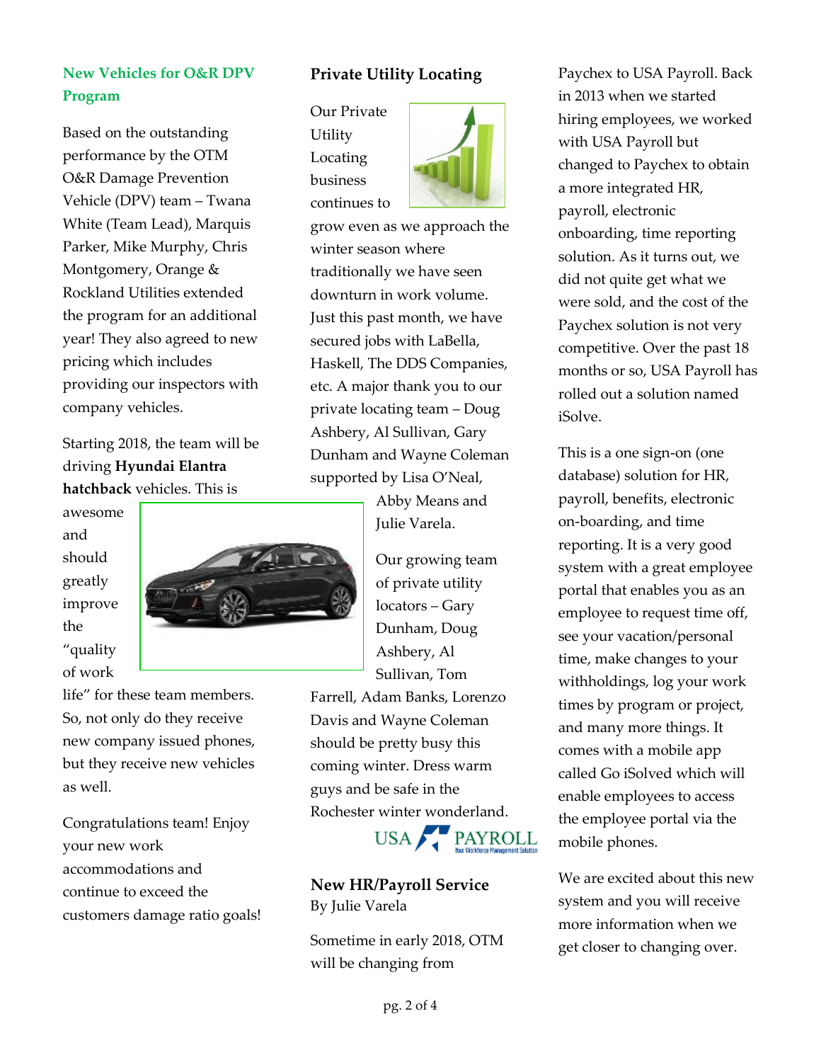## New Vehicles for O&R DPV Program

Based on the outstanding performance by the OTM O&R Damage Prevention Vehicle (DPV) team – Twana White (Team Lead), Marquis Parker, Mike Murphy, Chris Montgomery, Orange & Rockland Utilities extended the program for an additional year! They also agreed to new pricing which includes providing our inspectors with company vehicles.

Starting 2018, the team will be driving **Hyundai Elantra hatchback** vehicles. This is awesome and should greatly improve the "quality of work life" for these team members. So, not only do they receive new company issued phones, but they receive new vehicles as well.

Congratulations team! Enjoy your new work accommodations and continue to exceed the customers damage ratio goals!

## Private Utility Locating

Our Private Utility Locating business continues to grow even as we approach the winter season where traditionally we have seen downturn in work volume. Just this past month, we have secured jobs with LaBella, Haskell, The DDS Companies, etc. A major thank you to our private locating team – Doug Ashbery, Al Sullivan, Gary Dunham and Wayne Coleman supported by Lisa O'Neal, Abby Means and Julie Varela.

Our growing team of private utility locators – Gary Dunham, Doug Ashbery, Al Sullivan, Tom Farrell, Adam Banks, Lorenzo Davis and Wayne Coleman should be pretty busy this coming winter. Dress warm guys and be safe in the Rochester winter wonderland.

## New HR/Payroll Service

By Julie Varela

Sometime in early 2018, OTM will be changing from Paychex to USA Payroll. Back in 2013 when we started hiring employees, we worked with USA Payroll but changed to Paychex to obtain a more integrated HR, payroll, electronic onboarding, time reporting solution. As it turns out, we did not quite get what we were sold, and the cost of the Paychex solution is not very competitive. Over the past 18 months or so, USA Payroll has rolled out a solution named iSolve.

This is a one sign-on (one database) solution for HR, payroll, benefits, electronic on-boarding, and time reporting. It is a very good system with a great employee portal that enables you as an employee to request time off, see your vacation/personal time, make changes to your withholdings, log your work times by program or project, and many more things. It comes with a mobile app called Go iSolved which will enable employees to access the employee portal via the mobile phones.

We are excited about this new system and you will receive more information when we get closer to changing over.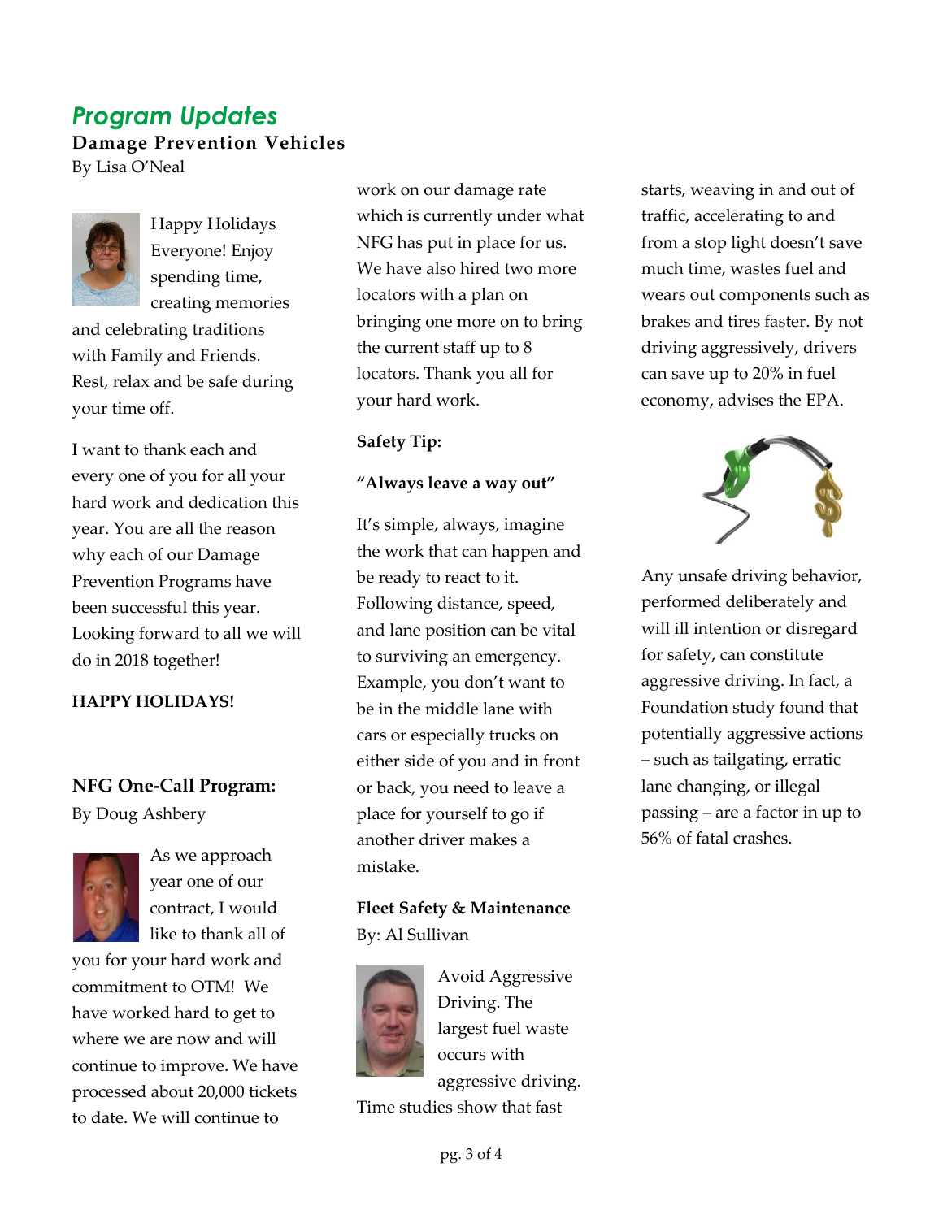## *Program Updates*

### Damage Prevention Vehicles

By Lisa O'Neal

Happy Holidays Everyone! Enjoy spending time, creating memories and celebrating traditions with Family and Friends. Rest, relax and be safe during your time off.

I want to thank each and every one of you for all your hard work and dedication this year. You are all the reason why each of our Damage Prevention Programs have been successful this year. Looking forward to all we will do in 2018 together!

**HAPPY HOLIDAYS!**

### NFG One-Call Program:

By Doug Ashbery

As we approach year one of our contract, I would like to thank all of you for your hard work and commitment to OTM! We have worked hard to get to where we are now and will continue to improve. We have processed about 20,000 tickets to date. We will continue to work on our damage rate which is currently under what NFG has put in place for us. We have also hired two more locators with a plan on bringing one more on to bring the current staff up to 8 locators. Thank you all for your hard work.

**Safety Tip:**

**"Always leave a way out"**

It's simple, always, imagine the work that can happen and be ready to react to it. Following distance, speed, and lane position can be vital to surviving an emergency. Example, you don't want to be in the middle lane with cars or especially trucks on either side of you and in front or back, you need to leave a place for yourself to go if another driver makes a mistake.

### Fleet Safety & Maintenance

By: Al Sullivan

Avoid Aggressive Driving. The largest fuel waste occurs with aggressive driving. Time studies show that fast starts, weaving in and out of traffic, accelerating to and from a stop light doesn't save much time, wastes fuel and wears out components such as brakes and tires faster. By not driving aggressively, drivers can save up to 20% in fuel economy, advises the EPA.

Any unsafe driving behavior, performed deliberately and will ill intention or disregard for safety, can constitute aggressive driving. In fact, a Foundation study found that potentially aggressive actions – such as tailgating, erratic lane changing, or illegal passing – are a factor in up to 56% of fatal crashes.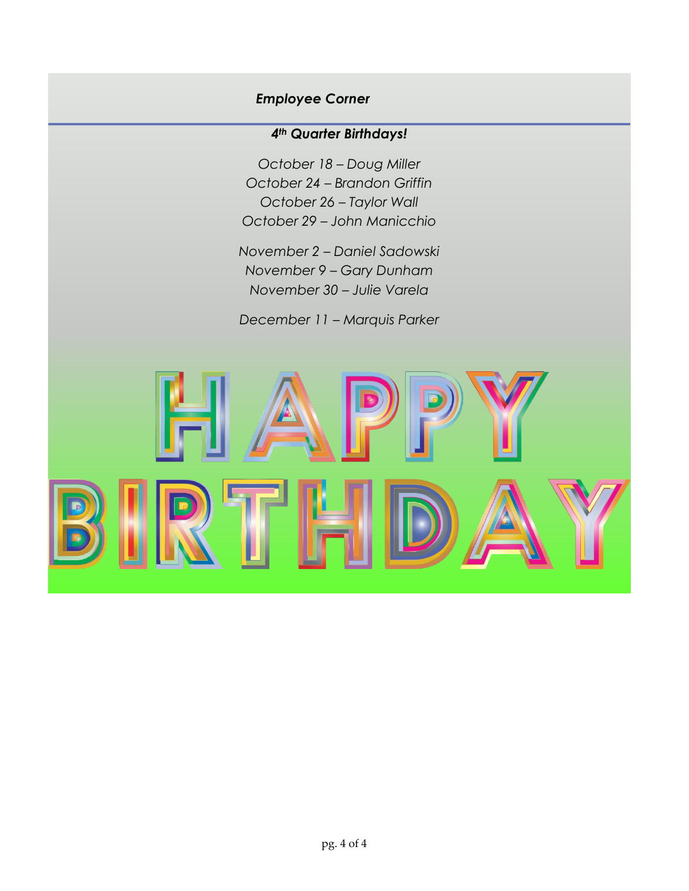***Employee Corner***

### ***4th Quarter Birthdays!***

*October 18 – Doug Miller*
*October 24 – Brandon Griffin*
*October 26 – Taylor Wall*
*October 29 – John Manicchio*

*November 2 – Daniel Sadowski*
*November 9 – Gary Dunham*
*November 30 – Julie Varela*

*December 11 – Marquis Parker*

HAPPY BIRTHDAY